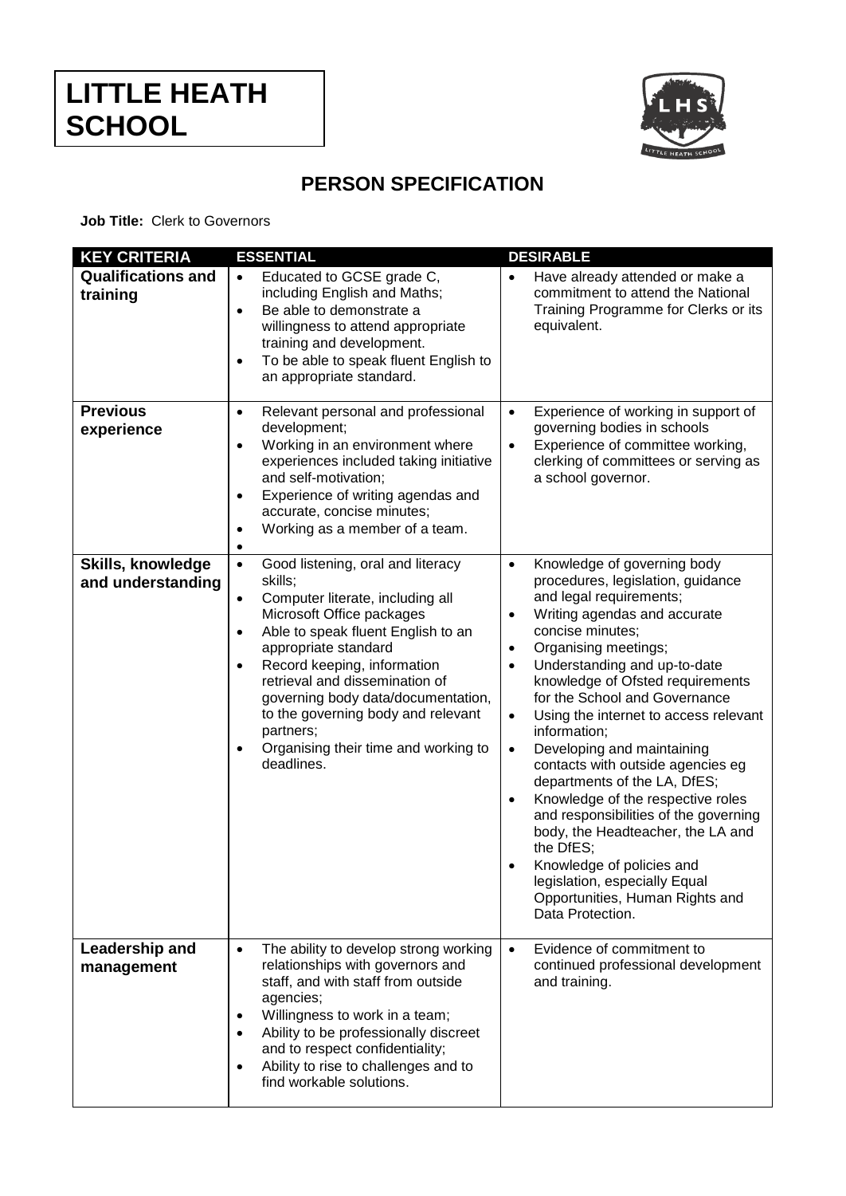# LITTLE HEATH SCHOOL

## PERSON SPECIFICATION

**Job Title:** Clerk to Governors

| KEY CRITERIA | ESSENTIAL | DESIRABLE |
| --- | --- | --- |
| **Qualifications and training** | • Educated to GCSE grade C, including English and Maths;<br>• Be able to demonstrate a willingness to attend appropriate training and development.<br>• To be able to speak fluent English to an appropriate standard. | • Have already attended or make a commitment to attend the National Training Programme for Clerks or its equivalent. |
| **Previous experience** | • Relevant personal and professional development;<br>• Working in an environment where experiences included taking initiative and self-motivation;<br>• Experience of writing agendas and accurate, concise minutes;<br>• Working as a member of a team.<br>• | • Experience of working in support of governing bodies in schools<br>• Experience of committee working, clerking of committees or serving as a school governor. |
| **Skills, knowledge and understanding** | • Good listening, oral and literacy skills;<br>• Computer literate, including all Microsoft Office packages<br>• Able to speak fluent English to an appropriate standard<br>• Record keeping, information retrieval and dissemination of governing body data/documentation, to the governing body and relevant partners;<br>• Organising their time and working to deadlines. | • Knowledge of governing body procedures, legislation, guidance and legal requirements;<br>• Writing agendas and accurate concise minutes;<br>• Organising meetings;<br>• Understanding and up-to-date knowledge of Ofsted requirements for the School and Governance<br>• Using the internet to access relevant information;<br>• Developing and maintaining contacts with outside agencies eg departments of the LA, DfES;<br>• Knowledge of the respective roles and responsibilities of the governing body, the Headteacher, the LA and the DfES;<br>• Knowledge of policies and legislation, especially Equal Opportunities, Human Rights and Data Protection. |
| **Leadership and management** | • The ability to develop strong working relationships with governors and staff, and with staff from outside agencies;<br>• Willingness to work in a team;<br>• Ability to be professionally discreet and to respect confidentiality;<br>• Ability to rise to challenges and to find workable solutions. | • Evidence of commitment to continued professional development and training. |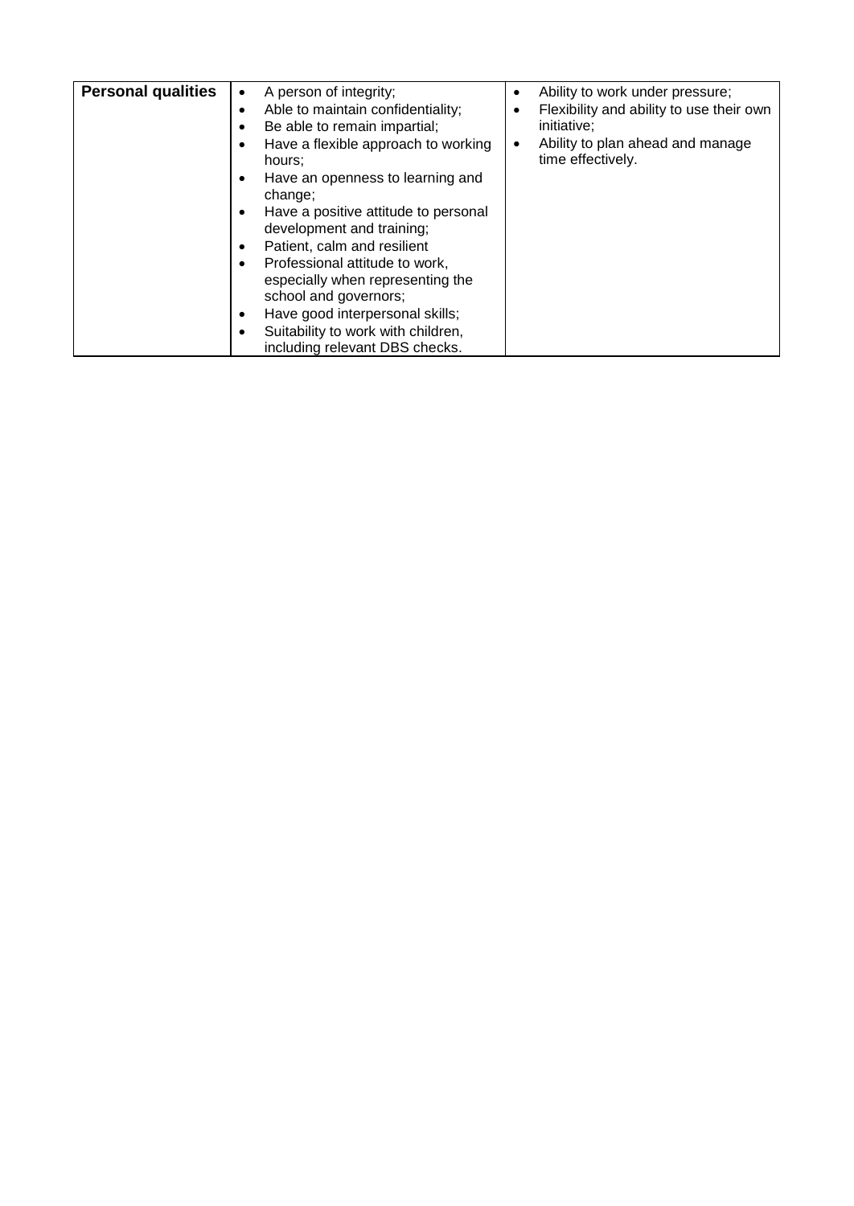| | | |
|---|---|---|
| **Personal qualities** | • A person of integrity;<br>• Able to maintain confidentiality;<br>• Be able to remain impartial;<br>• Have a flexible approach to working hours;<br>• Have an openness to learning and change;<br>• Have a positive attitude to personal development and training;<br>• Patient, calm and resilient<br>• Professional attitude to work, especially when representing the school and governors;<br>• Have good interpersonal skills;<br>• Suitability to work with children, including relevant DBS checks. | • Ability to work under pressure;<br>• Flexibility and ability to use their own initiative;<br>• Ability to plan ahead and manage time effectively. |